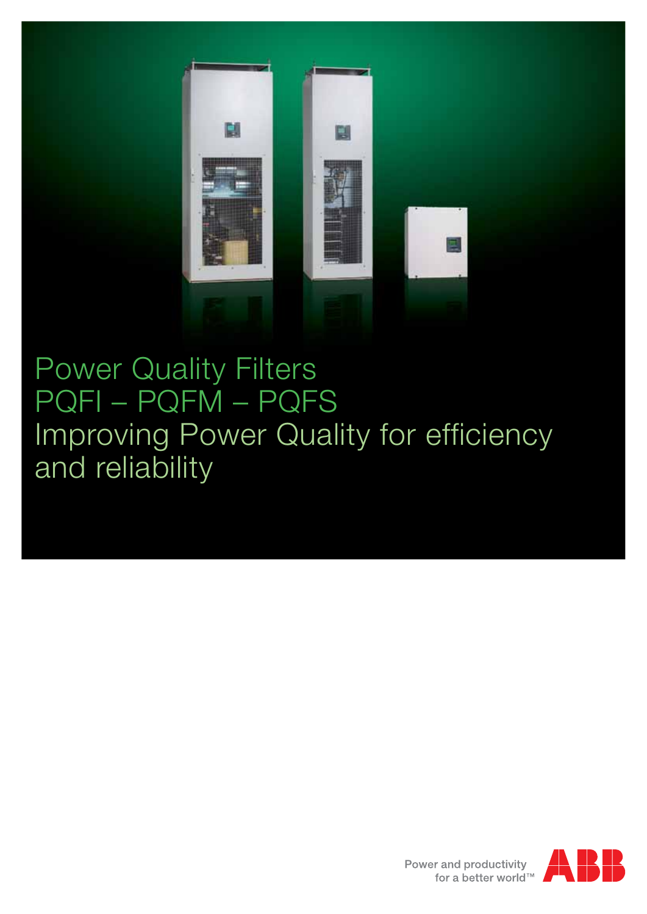# Power Quality Filters
# PQFI – PQFM – PQFS
# Improving Power Quality for efficiency and reliability

Power and productivity for a better world™

ABB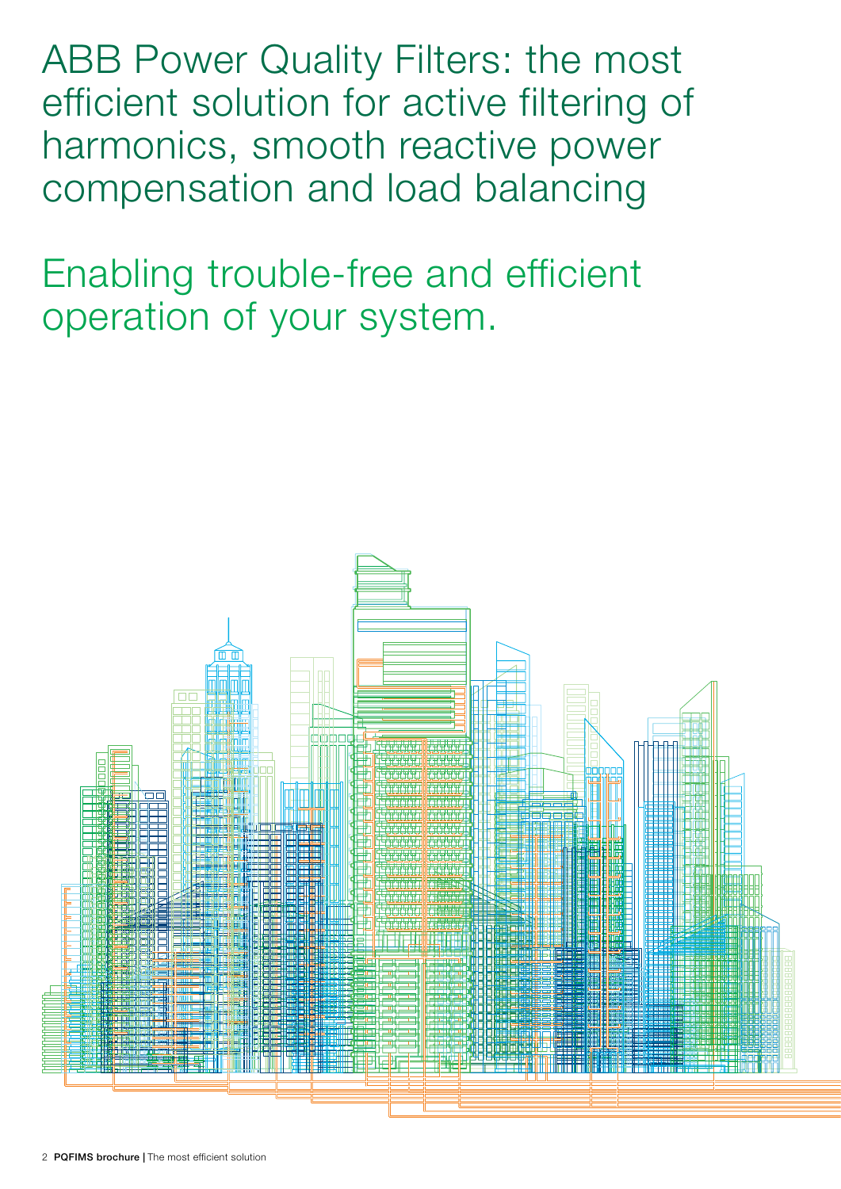# ABB Power Quality Filters: the most efficient solution for active filtering of harmonics, smooth reactive power compensation and load balancing

## Enabling trouble-free and efficient operation of your system.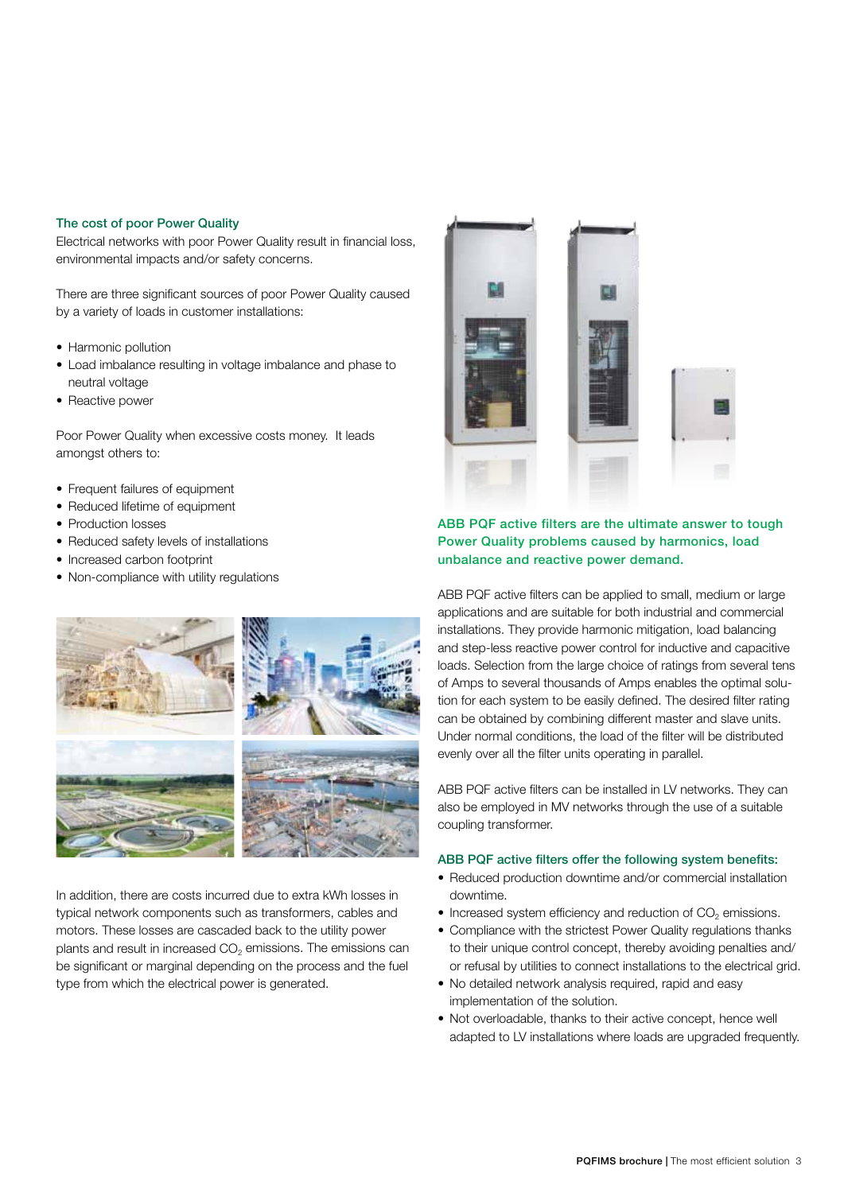### The cost of poor Power Quality

Electrical networks with poor Power Quality result in financial loss, environmental impacts and/or safety concerns.

There are three significant sources of poor Power Quality caused by a variety of loads in customer installations:

- Harmonic pollution
- Load imbalance resulting in voltage imbalance and phase to neutral voltage
- Reactive power

Poor Power Quality when excessive costs money.  It leads amongst others to:

- Frequent failures of equipment
- Reduced lifetime of equipment
- Production losses
- Reduced safety levels of installations
- Increased carbon footprint
- Non-compliance with utility regulations

In addition, there are costs incurred due to extra kWh losses in typical network components such as transformers, cables and motors. These losses are cascaded back to the utility power plants and result in increased $CO_2$ emissions. The emissions can be significant or marginal depending on the process and the fuel type from which the electrical power is generated.

**ABB PQF active filters are the ultimate answer to tough Power Quality problems caused by harmonics, load unbalance and reactive power demand.**

ABB PQF active filters can be applied to small, medium or large applications and are suitable for both industrial and commercial installations. They provide harmonic mitigation, load balancing and step-less reactive power control for inductive and capacitive loads. Selection from the large choice of ratings from several tens of Amps to several thousands of Amps enables the optimal solution for each system to be easily defined. The desired filter rating can be obtained by combining different master and slave units. Under normal conditions, the load of the filter will be distributed evenly over all the filter units operating in parallel.

ABB PQF active filters can be installed in LV networks. They can also be employed in MV networks through the use of a suitable coupling transformer.

### ABB PQF active filters offer the following system benefits:

- Reduced production downtime and/or commercial installation downtime.
- Increased system efficiency and reduction of $CO_2$ emissions.
- Compliance with the strictest Power Quality regulations thanks to their unique control concept, thereby avoiding penalties and/or refusal by utilities to connect installations to the electrical grid.
- No detailed network analysis required, rapid and easy implementation of the solution.
- Not overloadable, thanks to their active concept, hence well adapted to LV installations where loads are upgraded frequently.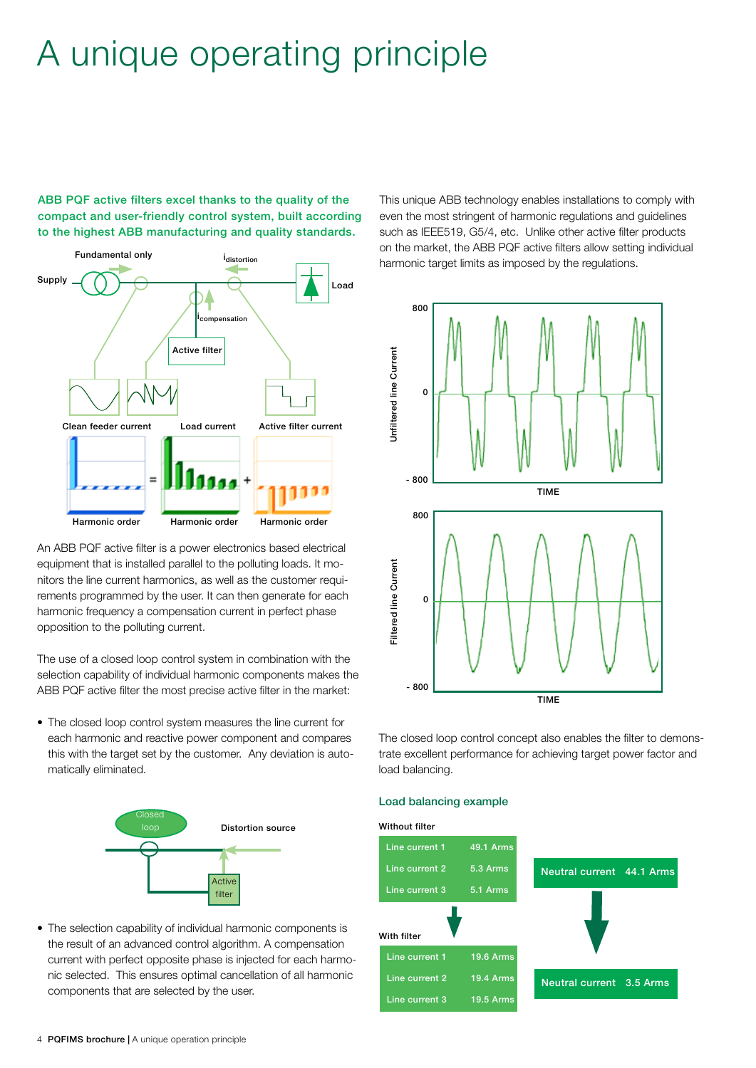# A unique operating principle

**ABB PQF active filters excel thanks to the quality of the compact and user-friendly control system, built according to the highest ABB manufacturing and quality standards.**

An ABB PQF active filter is a power electronics based electrical equipment that is installed parallel to the polluting loads. It monitors the line current harmonics, as well as the customer requirements programmed by the user. It can then generate for each harmonic frequency a compensation current in perfect phase opposition to the polluting current.

The use of a closed loop control system in combination with the selection capability of individual harmonic components makes the ABB PQF active filter the most precise active filter in the market:

- The closed loop control system measures the line current for each harmonic and reactive power component and compares this with the target set by the customer. Any deviation is automatically eliminated.

- The selection capability of individual harmonic components is the result of an advanced control algorithm. A compensation current with perfect opposite phase is injected for each harmonic selected. This ensures optimal cancellation of all harmonic components that are selected by the user.

This unique ABB technology enables installations to comply with even the most stringent of harmonic regulations and guidelines such as IEEE519, G5/4, etc. Unlike other active filter products on the market, the ABB PQF active filters allow setting individual harmonic target limits as imposed by the regulations.

The closed loop control concept also enables the filter to demonstrate excellent performance for achieving target power factor and load balancing.

### Load balancing example

Without filter

| | |
|---|---|
| Line current 1 | 49.1 Arms |
| Line current 2 | 5.3 Arms |
| Line current 3 | 5.1 Arms |
| Neutral current | 44.1 Arms |

With filter

| | |
|---|---|
| Line current 1 | 19.6 Arms |
| Line current 2 | 19.4 Arms |
| Line current 3 | 19.5 Arms |
| Neutral current | 3.5 Arms |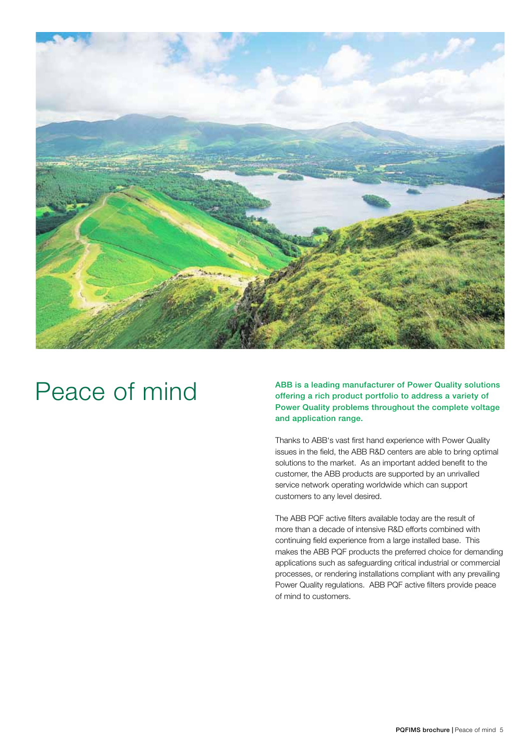# Peace of mind

**ABB is a leading manufacturer of Power Quality solutions offering a rich product portfolio to address a variety of Power Quality problems throughout the complete voltage and application range.**

Thanks to ABB's vast first hand experience with Power Quality issues in the field, the ABB R&D centers are able to bring optimal solutions to the market. As an important added benefit to the customer, the ABB products are supported by an unrivalled service network operating worldwide which can support customers to any level desired.

The ABB PQF active filters available today are the result of more than a decade of intensive R&D efforts combined with continuing field experience from a large installed base. This makes the ABB PQF products the preferred choice for demanding applications such as safeguarding critical industrial or commercial processes, or rendering installations compliant with any prevailing Power Quality regulations. ABB PQF active filters provide peace of mind to customers.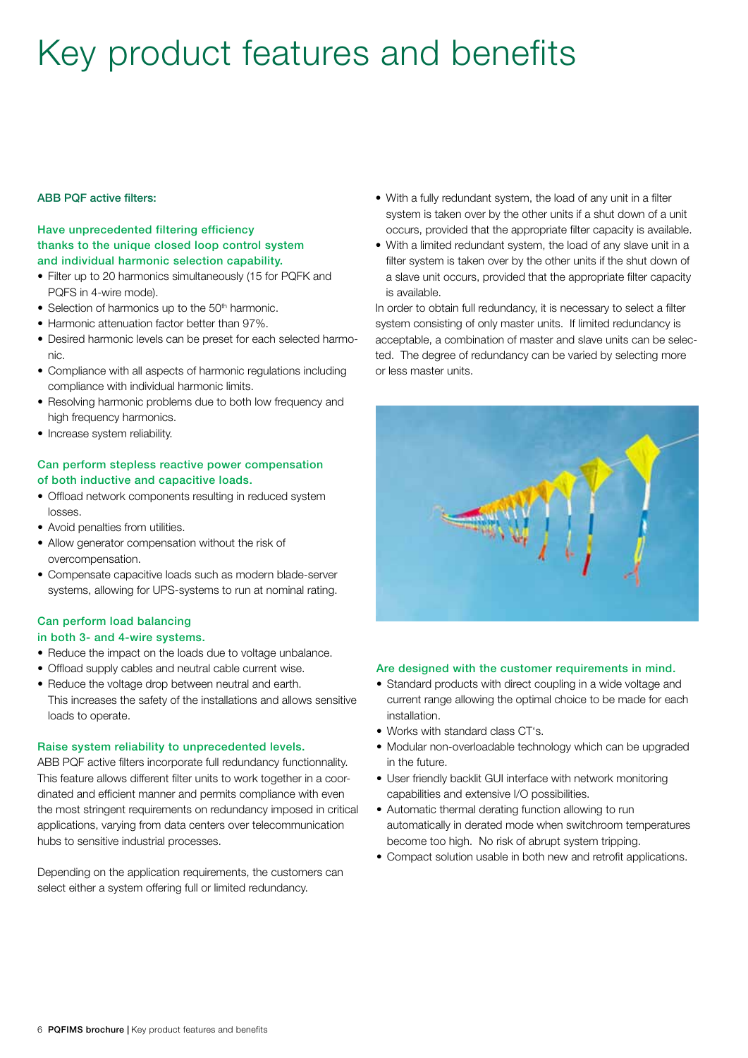# Key product features and benefits

**ABB PQF active filters:**

### Have unprecedented filtering efficiency thanks to the unique closed loop control system and individual harmonic selection capability.

- Filter up to 20 harmonics simultaneously (15 for PQFK and PQFS in 4-wire mode).
- Selection of harmonics up to the $50^{th}$ harmonic.
- Harmonic attenuation factor better than 97%.
- Desired harmonic levels can be preset for each selected harmonic.
- Compliance with all aspects of harmonic regulations including compliance with individual harmonic limits.
- Resolving harmonic problems due to both low frequency and high frequency harmonics.
- Increase system reliability.

### Can perform stepless reactive power compensation of both inductive and capacitive loads.

- Offload network components resulting in reduced system losses.
- Avoid penalties from utilities.
- Allow generator compensation without the risk of overcompensation.
- Compensate capacitive loads such as modern blade-server systems, allowing for UPS-systems to run at nominal rating.

### Can perform load balancing in both 3- and 4-wire systems.

- Reduce the impact on the loads due to voltage unbalance.
- Offload supply cables and neutral cable current wise.
- Reduce the voltage drop between neutral and earth. This increases the safety of the installations and allows sensitive loads to operate.

### Raise system reliability to unprecedented levels.

ABB PQF active filters incorporate full redundancy functionnality. This feature allows different filter units to work together in a coordinated and efficient manner and permits compliance with even the most stringent requirements on redundancy imposed in critical applications, varying from data centers over telecommunication hubs to sensitive industrial processes.

Depending on the application requirements, the customers can select either a system offering full or limited redundancy.

- With a fully redundant system, the load of any unit in a filter system is taken over by the other units if a shut down of a unit occurs, provided that the appropriate filter capacity is available.
- With a limited redundant system, the load of any slave unit in a filter system is taken over by the other units if the shut down of a slave unit occurs, provided that the appropriate filter capacity is available.

In order to obtain full redundancy, it is necessary to select a filter system consisting of only master units. If limited redundancy is acceptable, a combination of master and slave units can be selected. The degree of redundancy can be varied by selecting more or less master units.

### Are designed with the customer requirements in mind.

- Standard products with direct coupling in a wide voltage and current range allowing the optimal choice to be made for each installation.
- Works with standard class CT's.
- Modular non-overloadable technology which can be upgraded in the future.
- User friendly backlit GUI interface with network monitoring capabilities and extensive I/O possibilities.
- Automatic thermal derating function allowing to run automatically in derated mode when switchroom temperatures become too high. No risk of abrupt system tripping.
- Compact solution usable in both new and retrofit applications.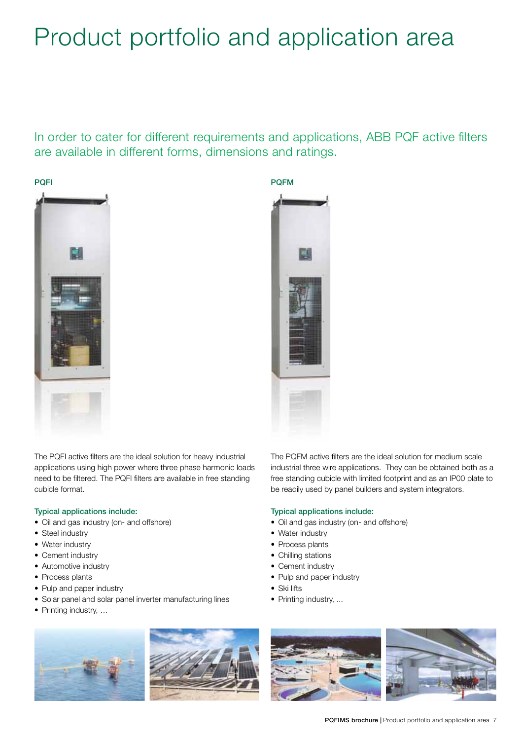# Product portfolio and application area

In order to cater for different requirements and applications, ABB PQF active filters are available in different forms, dimensions and ratings.

## PQFI

The PQFI active filters are the ideal solution for heavy industrial applications using high power where three phase harmonic loads need to be filtered. The PQFI filters are available in free standing cubicle format.

**Typical applications include:**

- Oil and gas industry (on- and offshore)
- Steel industry
- Water industry
- Cement industry
- Automotive industry
- Process plants
- Pulp and paper industry
- Solar panel and solar panel inverter manufacturing lines
- Printing industry, …

## PQFM

The PQFM active filters are the ideal solution for medium scale industrial three wire applications. They can be obtained both as a free standing cubicle with limited footprint and as an IP00 plate to be readily used by panel builders and system integrators.

**Typical applications include:**

- Oil and gas industry (on- and offshore)
- Water industry
- Process plants
- Chilling stations
- Cement industry
- Pulp and paper industry
- Ski lifts
- Printing industry, ...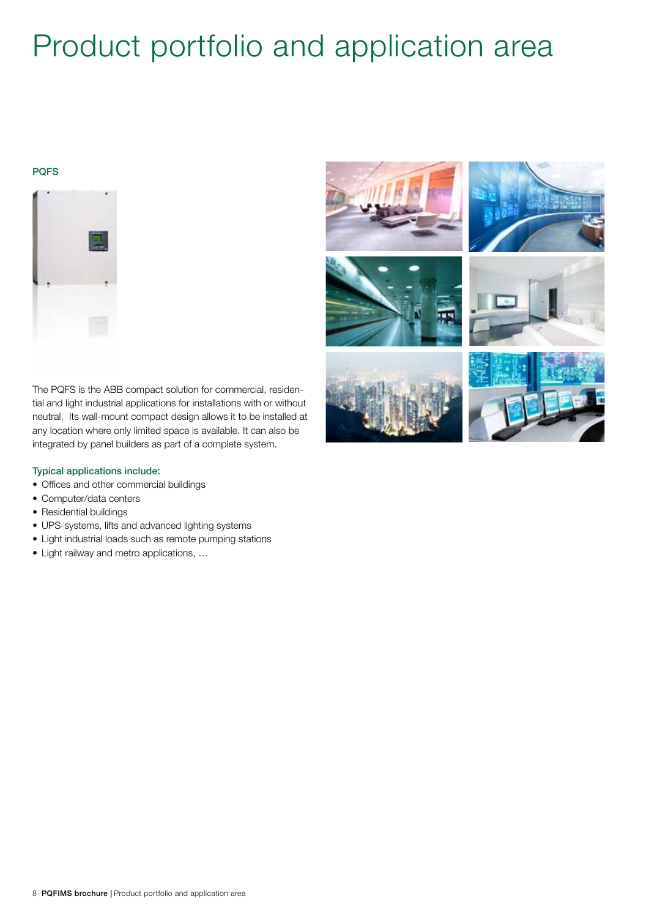# Product portfolio and application area

### PQFS

The PQFS is the ABB compact solution for commercial, residential and light industrial applications for installations with or without neutral. Its wall-mount compact design allows it to be installed at any location where only limited space is available. It can also be integrated by panel builders as part of a complete system.

#### Typical applications include:

- Offices and other commercial buildings
- Computer/data centers
- Residential buildings
- UPS-systems, lifts and advanced lighting systems
- Light industrial loads such as remote pumping stations
- Light railway and metro applications, …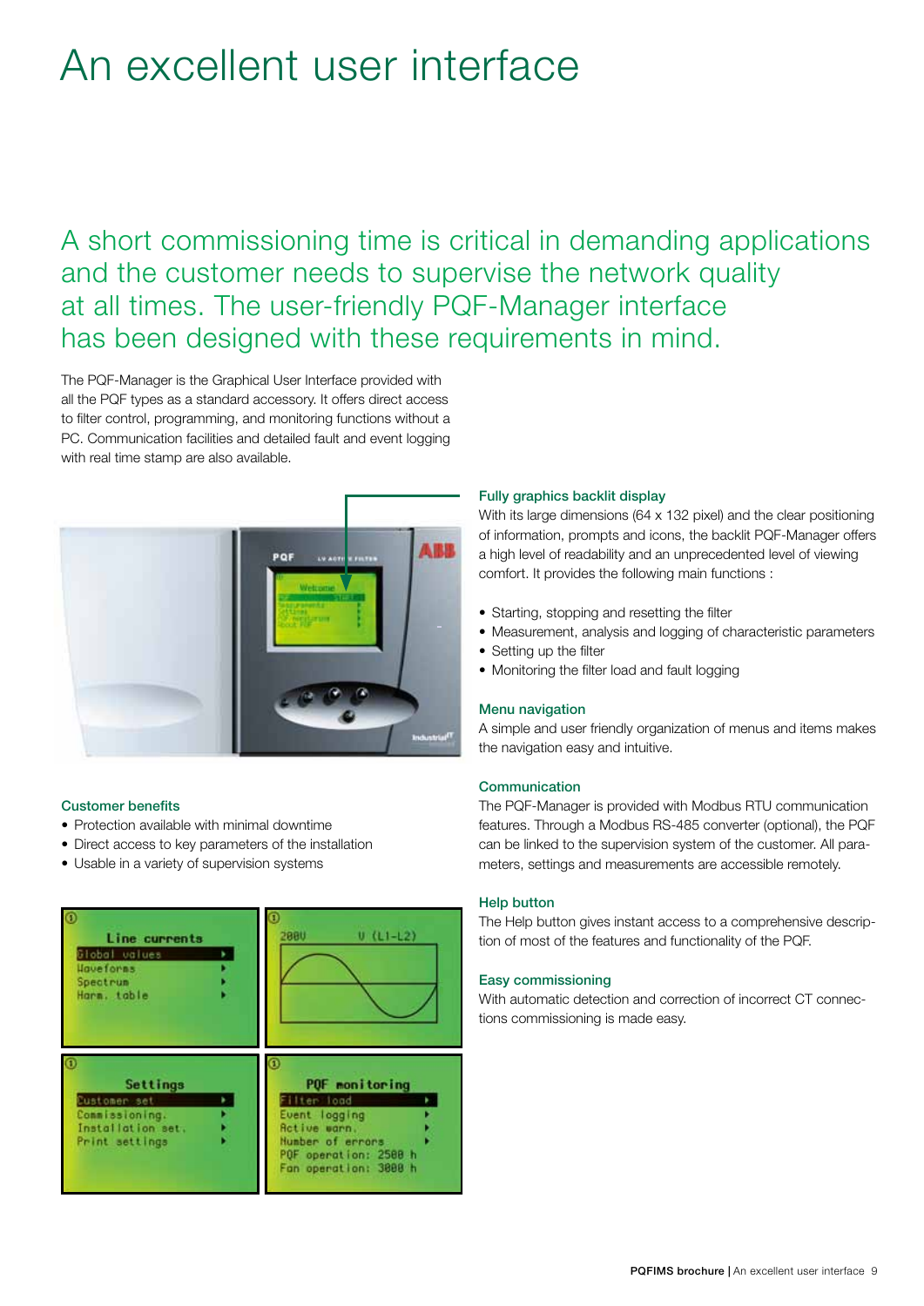# An excellent user interface

## A short commissioning time is critical in demanding applications and the customer needs to supervise the network quality at all times. The user-friendly PQF-Manager interface has been designed with these requirements in mind.

The PQF-Manager is the Graphical User Interface provided with all the PQF types as a standard accessory. It offers direct access to filter control, programming, and monitoring functions without a PC. Communication facilities and detailed fault and event logging with real time stamp are also available.

### Customer benefits

- Protection available with minimal downtime
- Direct access to key parameters of the installation
- Usable in a variety of supervision systems

### Fully graphics backlit display

With its large dimensions (64 x 132 pixel) and the clear positioning of information, prompts and icons, the backlit PQF-Manager offers a high level of readability and an unprecedented level of viewing comfort. It provides the following main functions :

- Starting, stopping and resetting the filter
- Measurement, analysis and logging of characteristic parameters
- Setting up the filter
- Monitoring the filter load and fault logging

### Menu navigation

A simple and user friendly organization of menus and items makes the navigation easy and intuitive.

### Communication

The PQF-Manager is provided with Modbus RTU communication features. Through a Modbus RS-485 converter (optional), the PQF can be linked to the supervision system of the customer. All parameters, settings and measurements are accessible remotely.

### Help button

The Help button gives instant access to a comprehensive description of most of the features and functionality of the PQF.

### Easy commissioning

With automatic detection and correction of incorrect CT connections commissioning is made easy.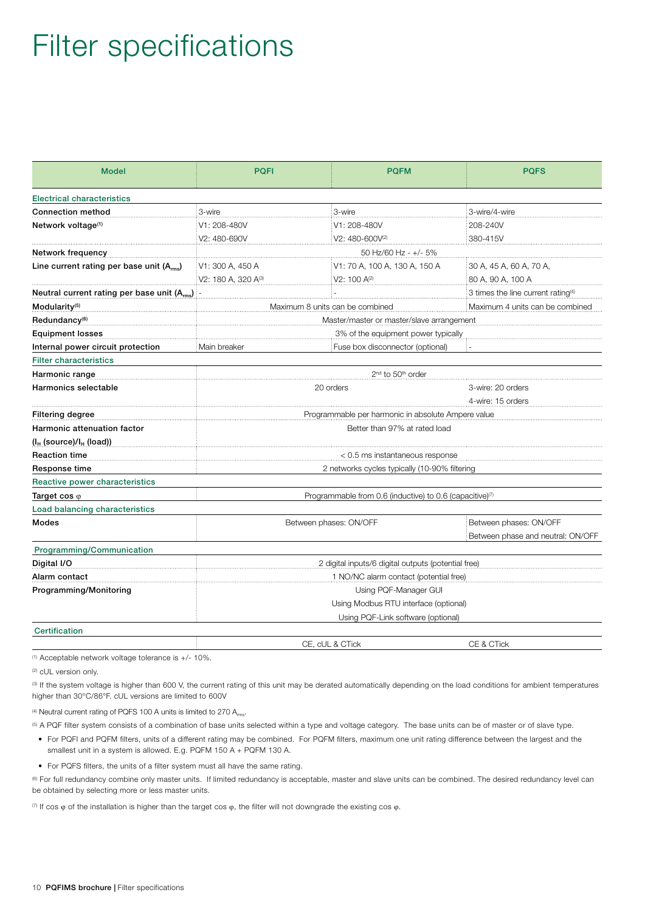# Filter specifications

| Model | PQFI | PQFM | PQFS |
|---|---|---|---|
| **Electrical characteristics** | | | |
| **Connection method** | 3-wire | 3-wire | 3-wire/4-wire |
| **Network voltage**[1] | V1: 208-480V<br>V2: 480-690V | V1: 208-480V<br>V2: 480-600V[2] | 208-240V<br>380-415V |
| **Network frequency** | 50 Hz/60 Hz - +/- 5% | | |
| **Line current rating per base unit ($A_{rms}$)** | V1: 300 A, 450 A<br>V2: 180 A, 320 A[3] | V1: 70 A, 100 A, 130 A, 150 A<br>V2: 100 A[2] | 30 A, 45 A, 60 A, 70 A,<br>80 A, 90 A, 100 A |
| **Neutral current rating per base unit ($A_{rms}$)** | - | - | 3 times the line current rating[4] |
| **Modularity**[5] | Maximum 8 units can be combined | | Maximum 4 units can be combined |
| **Redundancy**[6] | Master/master or master/slave arrangement | | |
| **Equipment losses** | 3% of the equipment power typically | | |
| **Internal power circuit protection** | Main breaker | Fuse box disconnector (optional) | - |
| **Filter characteristics** | | | |
| **Harmonic range** | 2nd to 50th order | | |
| **Harmonics selectable** | 20 orders | | 3-wire: 20 orders<br>4-wire: 15 orders |
| **Filtering degree** | Programmable per harmonic in absolute Ampere value | | |
| **Harmonic attenuation factor ($I_H$ (source)/$I_H$ (load))** | Better than 97% at rated load | | |
| **Reaction time** | < 0.5 ms instantaneous response | | |
| **Response time** | 2 networks cycles typically (10-90% filtering | | |
| **Reactive power characteristics** | | | |
| **Target cos φ** | Programmable from 0.6 (inductive) to 0.6 (capacitive)[7] | | |
| **Load balancing characteristics** | | | |
| **Modes** | Between phases: ON/OFF | | Between phases: ON/OFF<br>Between phase and neutral: ON/OFF |
| **Programming/Communication** | | | |
| **Digital I/O** | 2 digital inputs/6 digital outputs (potential free) | | |
| **Alarm contact** | 1 NO/NC alarm contact (potential free) | | |
| **Programming/Monitoring** | Using PQF-Manager GUI<br>Using Modbus RTU interface (optional)<br>Using PQF-Link software (optional) | | |
| **Certification** | | | |
| | CE, cUL & CTick | | CE & CTick |

[1] Acceptable network voltage tolerance is +/- 10%.

[2] cUL version only.

[3] If the system voltage is higher than 600 V, the current rating of this unit may be derated automatically depending on the load conditions for ambient temperatures higher than 30°C/86°F. cUL versions are limited to 600V

[4] Neutral current rating of PQFS 100 A units is limited to 270 $A_{rms}$.

[5] A PQF filter system consists of a combination of base units selected within a type and voltage category. The base units can be of master or of slave type.

- For PQFI and PQFM filters, units of a different rating may be combined. For PQFM filters, maximum one unit rating difference between the largest and the smallest unit in a system is allowed. E.g. PQFM 150 A + PQFM 130 A.
- For PQFS filters, the units of a filter system must all have the same rating.

[6] For full redundancy combine only master units. If limited redundancy is acceptable, master and slave units can be combined. The desired redundancy level can be obtained by selecting more or less master units.

[7] If cos φ of the installation is higher than the target cos φ, the filter will not downgrade the existing cos φ.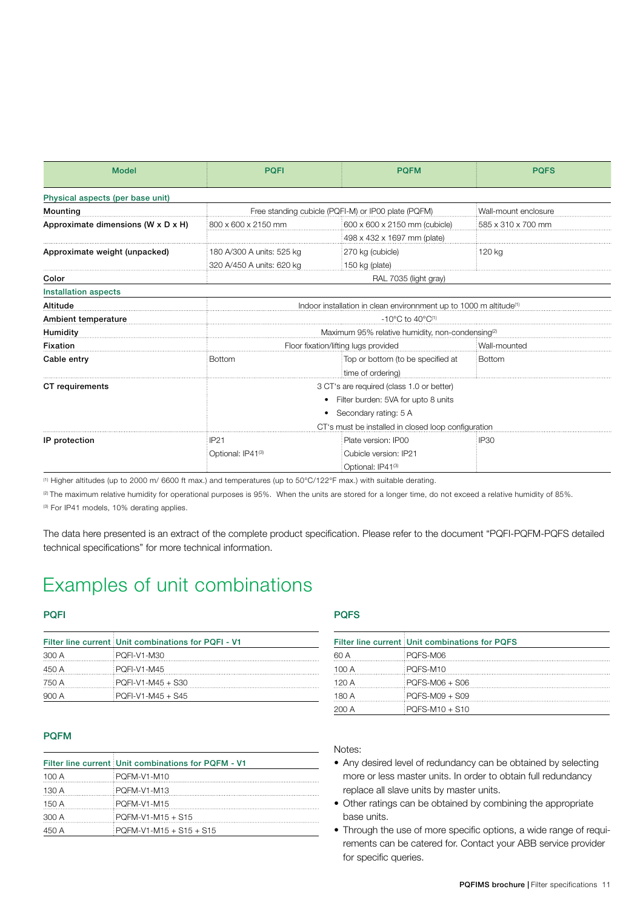| Model | PQFI | PQFM | PQFS |
|---|---|---|---|
| **Physical aspects (per base unit)** | | | |
| **Mounting** | Free standing cubicle (PQFI-M) or IP00 plate (PQFM) | | Wall-mount enclosure |
| **Approximate dimensions (W x D x H)** | 800 x 600 x 2150 mm | 600 x 600 x 2150 mm (cubicle)<br>498 x 432 x 1697 mm (plate) | 585 x 310 x 700 mm |
| **Approximate weight (unpacked)** | 180 A/300 A units: 525 kg<br>320 A/450 A units: 620 kg | 270 kg (cubicle)<br>150 kg (plate) | 120 kg |
| **Color** | RAL 7035 (light gray) | | |
| **Installation aspects** | | | |
| **Altitude** | Indoor installation in clean environnment up to 1000 m altitude[1] | | |
| **Ambient temperature** | -10°C to 40°C[1] | | |
| **Humidity** | Maximum 95% relative humidity, non-condensing[2] | | |
| **Fixation** | Floor fixation/lifting lugs provided | | Wall-mounted |
| **Cable entry** | Bottom | Top or bottom (to be specified at time of ordering) | Bottom |
| **CT requirements** | 3 CT's are required (class 1.0 or better)<br>• Filter burden: 5VA for upto 8 units<br>• Secondary rating: 5 A<br>CT's must be installed in closed loop configuration | | |
| **IP protection** | IP21<br>Optional: IP41[3] | Plate version: IP00<br>Cubicle version: IP21<br>Optional: IP41[3] | IP30 |

[1] Higher altitudes (up to 2000 m/ 6600 ft max.) and temperatures (up to 50°C/122°F max.) with suitable derating.

[2] The maximum relative humidity for operational purposes is 95%. When the units are stored for a longer time, do not exceed a relative humidity of 85%.

[3] For IP41 models, 10% derating applies.

The data here presented is an extract of the complete product specification. Please refer to the document "PQFI-PQFM-PQFS detailed technical specifications" for more technical information.

# Examples of unit combinations

### PQFI

| Filter line current | Unit combinations for PQFI - V1 |
|---|---|
| 300 A | PQFI-V1-M30 |
| 450 A | PQFI-V1-M45 |
| 750 A | PQFI-V1-M45 + S30 |
| 900 A | PQFI-V1-M45 + S45 |

### PQFM

| Filter line current | Unit combinations for PQFM - V1 |
|---|---|
| 100 A | PQFM-V1-M10 |
| 130 A | PQFM-V1-M13 |
| 150 A | PQFM-V1-M15 |
| 300 A | PQFM-V1-M15 + S15 |
| 450 A | PQFM-V1-M15 + S15 + S15 |

### PQFS

| Filter line current | Unit combinations for PQFS |
|---|---|
| 60 A | PQFS-M06 |
| 100 A | PQFS-M10 |
| 120 A | PQFS-M06 + S06 |
| 180 A | PQFS-M09 + S09 |
| 200 A | PQFS-M10 + S10 |

Notes:

- Any desired level of redundancy can be obtained by selecting more or less master units. In order to obtain full redundancy replace all slave units by master units.
- Other ratings can be obtained by combining the appropriate base units.
- Through the use of more specific options, a wide range of requirements can be catered for. Contact your ABB service provider for specific queries.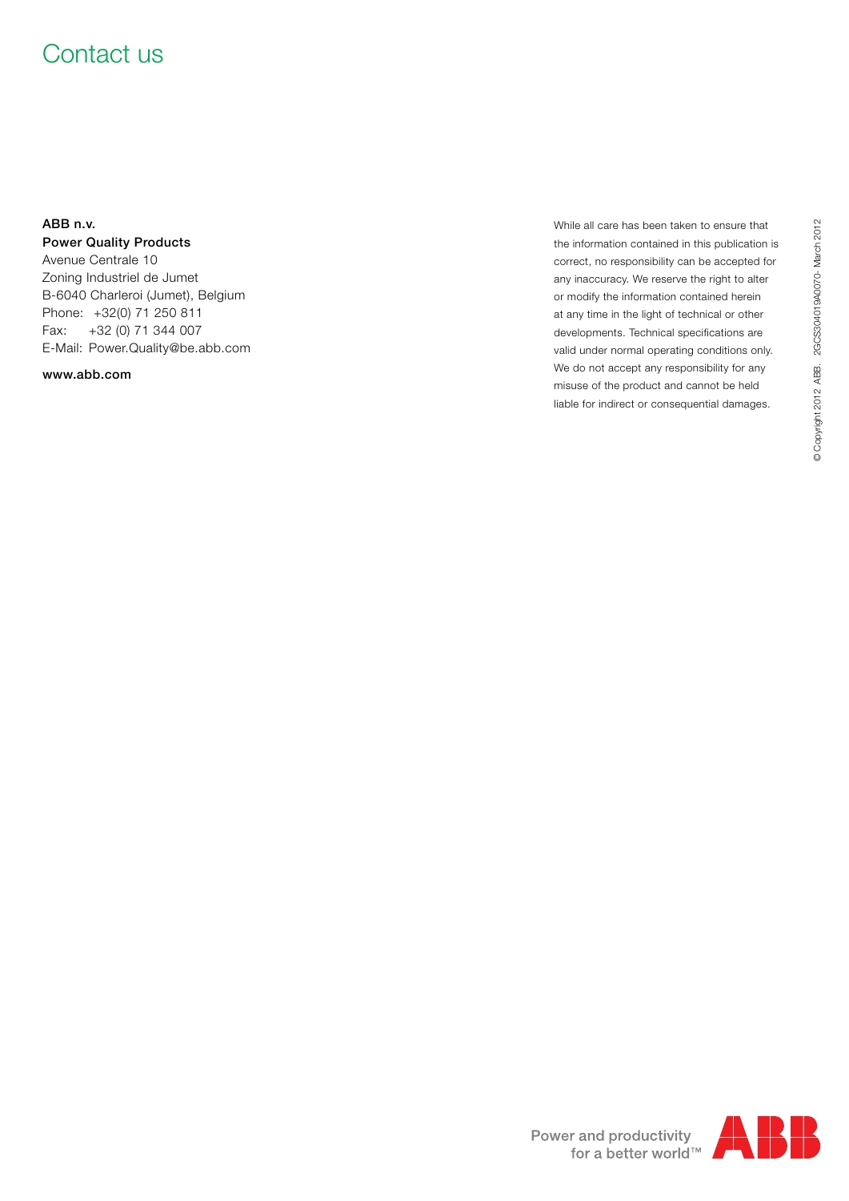# Contact us

**ABB n.v.**
**Power Quality Products**
Avenue Centrale 10
Zoning Industriel de Jumet
B-6040 Charleroi (Jumet), Belgium
Phone: +32(0) 71 250 811
Fax: +32 (0) 71 344 007
E-Mail: Power.Quality@be.abb.com

**www.abb.com**

While all care has been taken to ensure that the information contained in this publication is correct, no responsibility can be accepted for any inaccuracy. We reserve the right to alter or modify the information contained herein at any time in the light of technical or other developments. Technical specifications are valid under normal operating conditions only. We do not accept any responsibility for any misuse of the product and cannot be held liable for indirect or consequential damages.

© Copyright 2012 ABB. 2GCS304019A0070- March 2012

Power and productivity
for a better world™